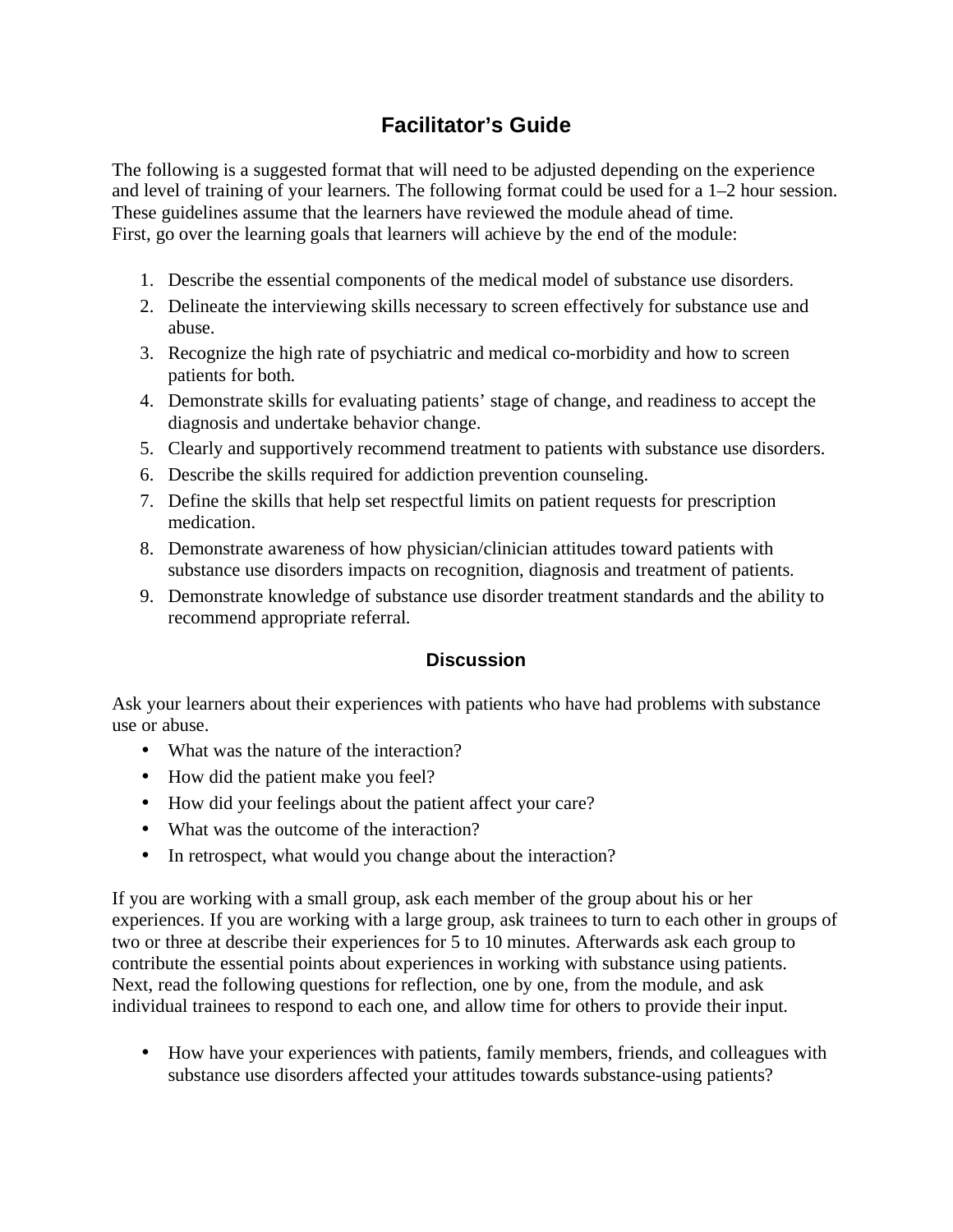# Facilitator's Guide

The following is a suggested format that will need to be adjusted depending on the experience and level of training of your learners. The following format could be used for a 1–2 hour session. These guidelines assume that the learners have reviewed the module ahead of time.
First, go over the learning goals that learners will achieve by the end of the module:

1. Describe the essential components of the medical model of substance use disorders.
2. Delineate the interviewing skills necessary to screen effectively for substance use and abuse.
3. Recognize the high rate of psychiatric and medical co-morbidity and how to screen patients for both.
4. Demonstrate skills for evaluating patients' stage of change, and readiness to accept the diagnosis and undertake behavior change.
5. Clearly and supportively recommend treatment to patients with substance use disorders.
6. Describe the skills required for addiction prevention counseling.
7. Define the skills that help set respectful limits on patient requests for prescription medication.
8. Demonstrate awareness of how physician/clinician attitudes toward patients with substance use disorders impacts on recognition, diagnosis and treatment of patients.
9. Demonstrate knowledge of substance use disorder treatment standards and the ability to recommend appropriate referral.

## Discussion

Ask your learners about their experiences with patients who have had problems with substance use or abuse.

- What was the nature of the interaction?
- How did the patient make you feel?
- How did your feelings about the patient affect your care?
- What was the outcome of the interaction?
- In retrospect, what would you change about the interaction?

If you are working with a small group, ask each member of the group about his or her experiences. If you are working with a large group, ask trainees to turn to each other in groups of two or three at describe their experiences for 5 to 10 minutes. Afterwards ask each group to contribute the essential points about experiences in working with substance using patients.
Next, read the following questions for reflection, one by one, from the module, and ask individual trainees to respond to each one, and allow time for others to provide their input.

- How have your experiences with patients, family members, friends, and colleagues with substance use disorders affected your attitudes towards substance-using patients?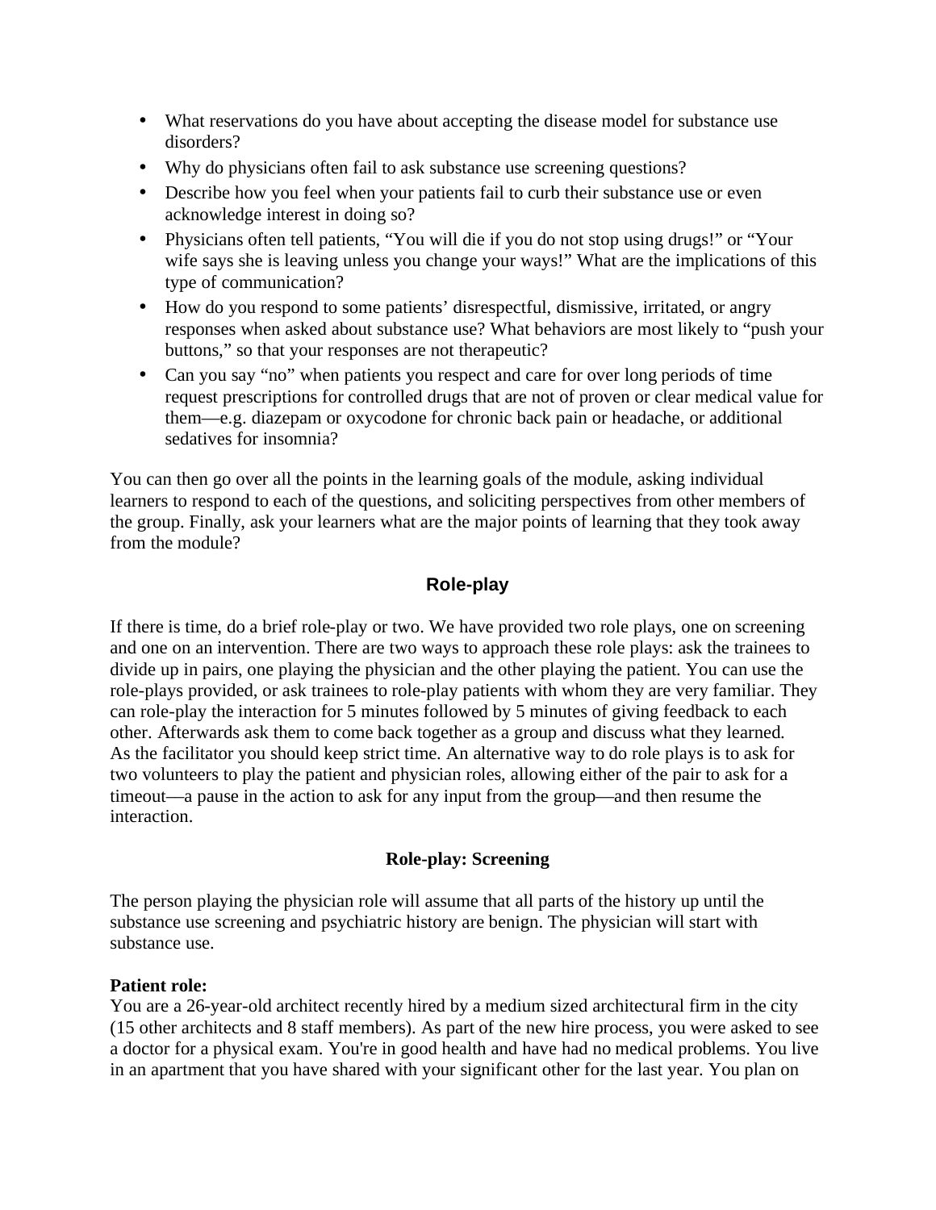- What reservations do you have about accepting the disease model for substance use disorders?
- Why do physicians often fail to ask substance use screening questions?
- Describe how you feel when your patients fail to curb their substance use or even acknowledge interest in doing so?
- Physicians often tell patients, “You will die if you do not stop using drugs!” or “Your wife says she is leaving unless you change your ways!” What are the implications of this type of communication?
- How do you respond to some patients’ disrespectful, dismissive, irritated, or angry responses when asked about substance use? What behaviors are most likely to “push your buttons,” so that your responses are not therapeutic?
- Can you say “no” when patients you respect and care for over long periods of time request prescriptions for controlled drugs that are not of proven or clear medical value for them—e.g. diazepam or oxycodone for chronic back pain or headache, or additional sedatives for insomnia?

You can then go over all the points in the learning goals of the module, asking individual learners to respond to each of the questions, and soliciting perspectives from other members of the group. Finally, ask your learners what are the major points of learning that they took away from the module?

## Role-play

If there is time, do a brief role-play or two. We have provided two role plays, one on screening and one on an intervention. There are two ways to approach these role plays: ask the trainees to divide up in pairs, one playing the physician and the other playing the patient. You can use the role-plays provided, or ask trainees to role-play patients with whom they are very familiar. They can role-play the interaction for 5 minutes followed by 5 minutes of giving feedback to each other. Afterwards ask them to come back together as a group and discuss what they learned. As the facilitator you should keep strict time. An alternative way to do role plays is to ask for two volunteers to play the patient and physician roles, allowing either of the pair to ask for a timeout—a pause in the action to ask for any input from the group—and then resume the interaction.

### Role-play: Screening

The person playing the physician role will assume that all parts of the history up until the substance use screening and psychiatric history are benign. The physician will start with substance use.

**Patient role:**
You are a 26-year-old architect recently hired by a medium sized architectural firm in the city (15 other architects and 8 staff members). As part of the new hire process, you were asked to see a doctor for a physical exam. You're in good health and have had no medical problems. You live in an apartment that you have shared with your significant other for the last year. You plan on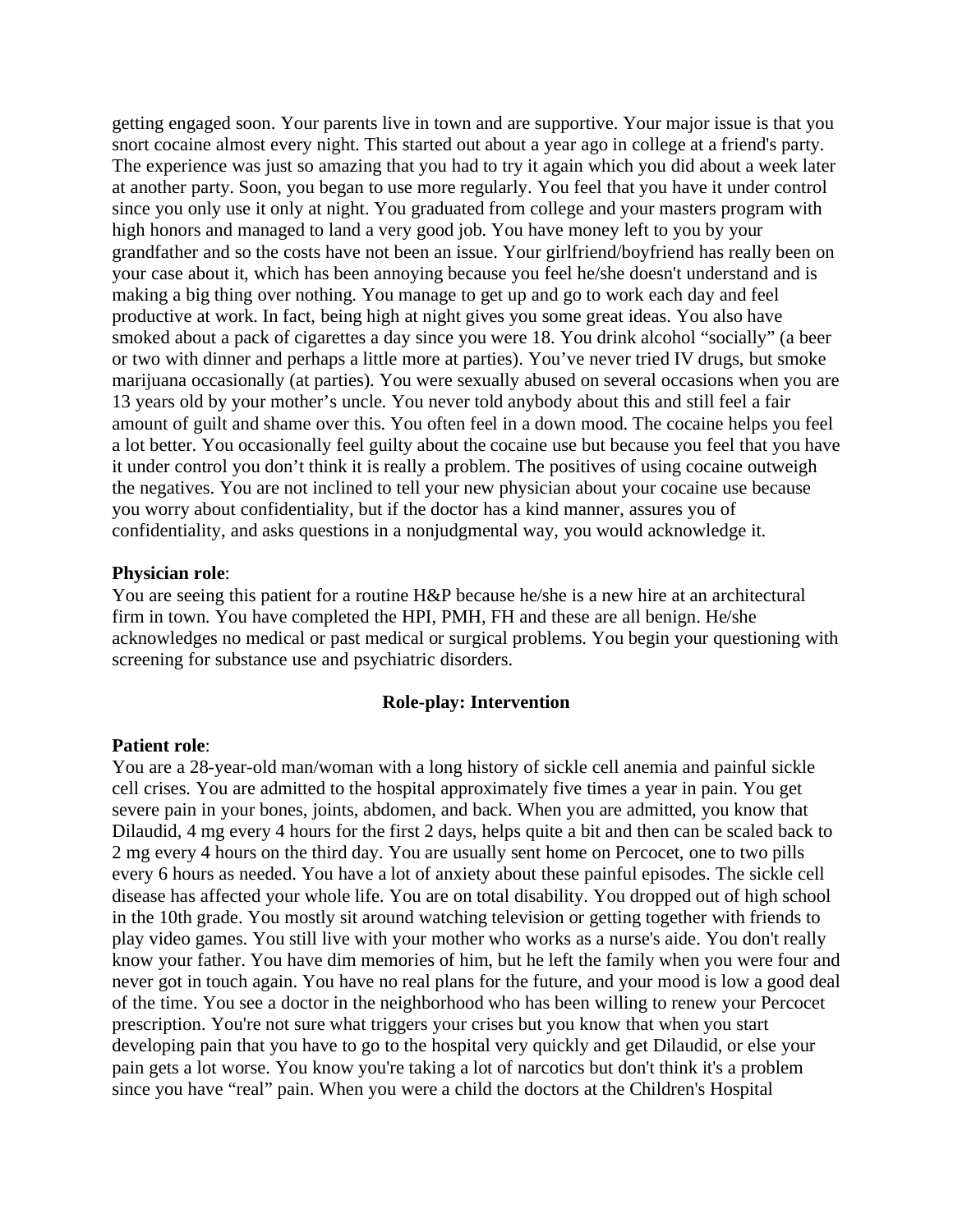getting engaged soon. Your parents live in town and are supportive. Your major issue is that you snort cocaine almost every night. This started out about a year ago in college at a friend's party. The experience was just so amazing that you had to try it again which you did about a week later at another party. Soon, you began to use more regularly. You feel that you have it under control since you only use it only at night. You graduated from college and your masters program with high honors and managed to land a very good job. You have money left to you by your grandfather and so the costs have not been an issue. Your girlfriend/boyfriend has really been on your case about it, which has been annoying because you feel he/she doesn't understand and is making a big thing over nothing. You manage to get up and go to work each day and feel productive at work. In fact, being high at night gives you some great ideas. You also have smoked about a pack of cigarettes a day since you were 18. You drink alcohol "socially" (a beer or two with dinner and perhaps a little more at parties). You've never tried IV drugs, but smoke marijuana occasionally (at parties). You were sexually abused on several occasions when you are 13 years old by your mother's uncle. You never told anybody about this and still feel a fair amount of guilt and shame over this. You often feel in a down mood. The cocaine helps you feel a lot better. You occasionally feel guilty about the cocaine use but because you feel that you have it under control you don't think it is really a problem. The positives of using cocaine outweigh the negatives. You are not inclined to tell your new physician about your cocaine use because you worry about confidentiality, but if the doctor has a kind manner, assures you of confidentiality, and asks questions in a nonjudgmental way, you would acknowledge it.

**Physician role**:
You are seeing this patient for a routine H&P because he/she is a new hire at an architectural firm in town. You have completed the HPI, PMH, FH and these are all benign. He/she acknowledges no medical or past medical or surgical problems. You begin your questioning with screening for substance use and psychiatric disorders.

### Role-play: Intervention

**Patient role**:
You are a 28-year-old man/woman with a long history of sickle cell anemia and painful sickle cell crises. You are admitted to the hospital approximately five times a year in pain. You get severe pain in your bones, joints, abdomen, and back. When you are admitted, you know that Dilaudid, 4 mg every 4 hours for the first 2 days, helps quite a bit and then can be scaled back to 2 mg every 4 hours on the third day. You are usually sent home on Percocet, one to two pills every 6 hours as needed. You have a lot of anxiety about these painful episodes. The sickle cell disease has affected your whole life. You are on total disability. You dropped out of high school in the 10th grade. You mostly sit around watching television or getting together with friends to play video games. You still live with your mother who works as a nurse's aide. You don't really know your father. You have dim memories of him, but he left the family when you were four and never got in touch again. You have no real plans for the future, and your mood is low a good deal of the time. You see a doctor in the neighborhood who has been willing to renew your Percocet prescription. You're not sure what triggers your crises but you know that when you start developing pain that you have to go to the hospital very quickly and get Dilaudid, or else your pain gets a lot worse. You know you're taking a lot of narcotics but don't think it's a problem since you have "real" pain. When you were a child the doctors at the Children's Hospital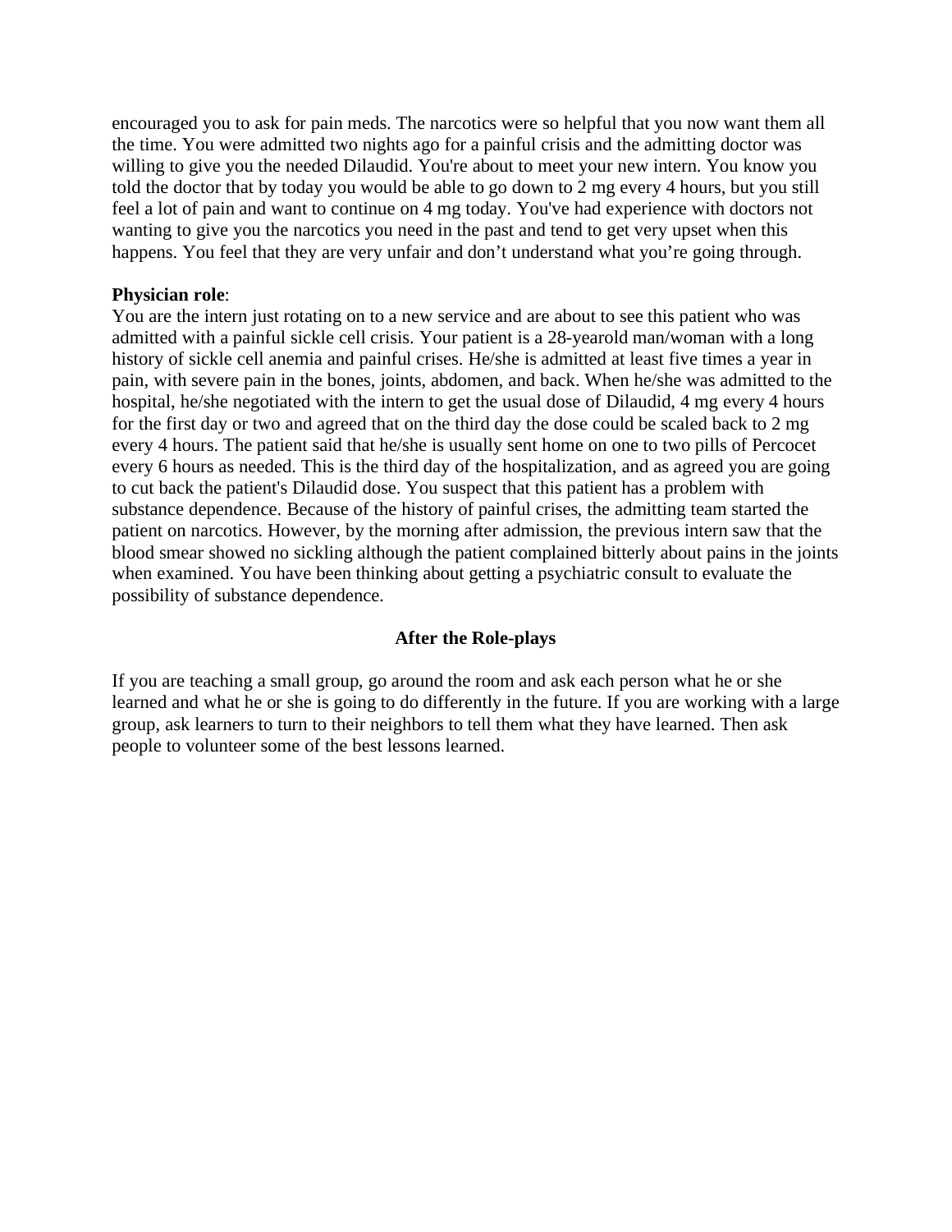encouraged you to ask for pain meds. The narcotics were so helpful that you now want them all the time. You were admitted two nights ago for a painful crisis and the admitting doctor was willing to give you the needed Dilaudid. You're about to meet your new intern. You know you told the doctor that by today you would be able to go down to 2 mg every 4 hours, but you still feel a lot of pain and want to continue on 4 mg today. You've had experience with doctors not wanting to give you the narcotics you need in the past and tend to get very upset when this happens. You feel that they are very unfair and don't understand what you're going through.

**Physician role**:
You are the intern just rotating on to a new service and are about to see this patient who was admitted with a painful sickle cell crisis. Your patient is a 28-yearold man/woman with a long history of sickle cell anemia and painful crises. He/she is admitted at least five times a year in pain, with severe pain in the bones, joints, abdomen, and back. When he/she was admitted to the hospital, he/she negotiated with the intern to get the usual dose of Dilaudid, 4 mg every 4 hours for the first day or two and agreed that on the third day the dose could be scaled back to 2 mg every 4 hours. The patient said that he/she is usually sent home on one to two pills of Percocet every 6 hours as needed. This is the third day of the hospitalization, and as agreed you are going to cut back the patient's Dilaudid dose. You suspect that this patient has a problem with substance dependence. Because of the history of painful crises, the admitting team started the patient on narcotics. However, by the morning after admission, the previous intern saw that the blood smear showed no sickling although the patient complained bitterly about pains in the joints when examined. You have been thinking about getting a psychiatric consult to evaluate the possibility of substance dependence.

## After the Role-plays

If you are teaching a small group, go around the room and ask each person what he or she learned and what he or she is going to do differently in the future. If you are working with a large group, ask learners to turn to their neighbors to tell them what they have learned. Then ask people to volunteer some of the best lessons learned.